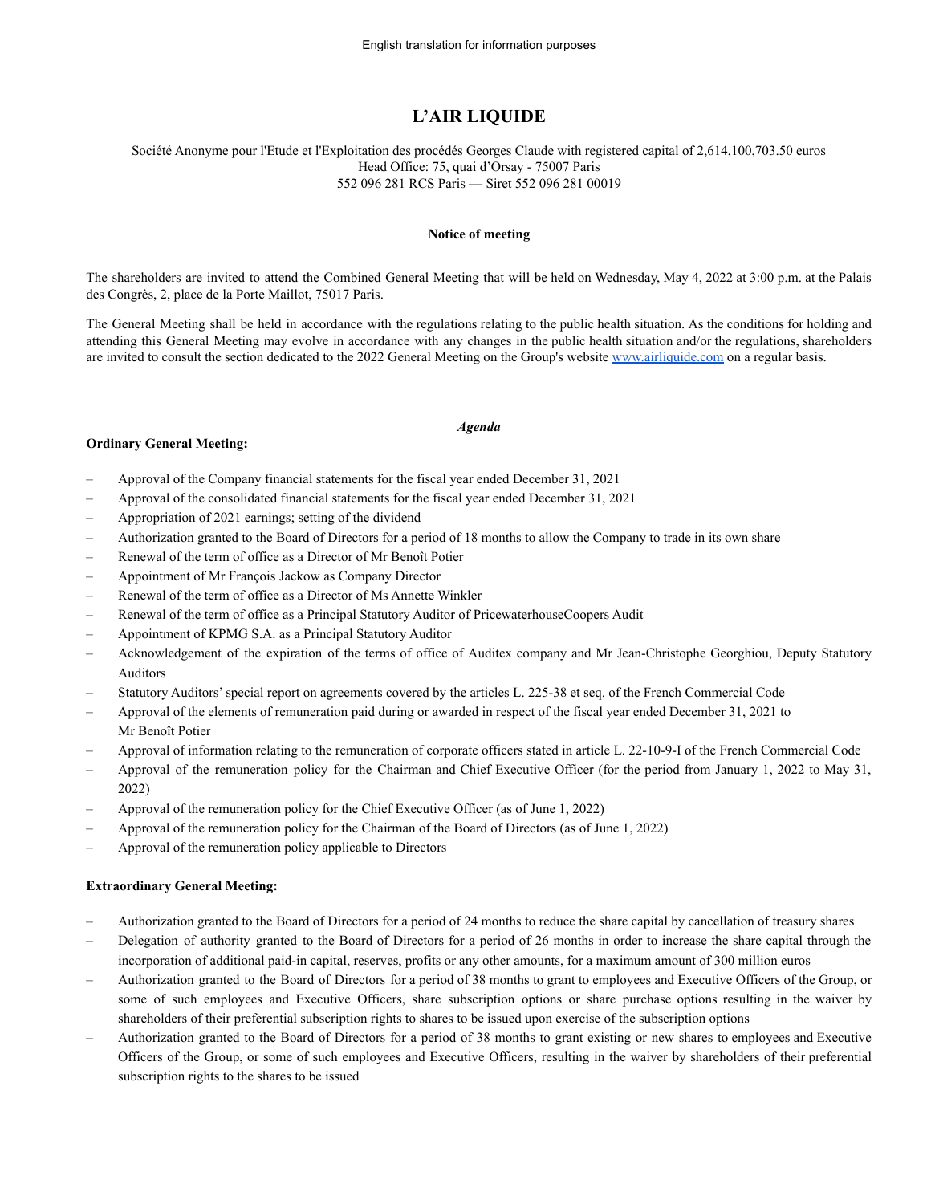English translation for information purposes

# L'AIR LIQUIDE

Société Anonyme pour l'Etude et l'Exploitation des procédés Georges Claude with registered capital of 2,614,100,703.50 euros
Head Office: 75, quai d'Orsay - 75007 Paris
552 096 281 RCS Paris — Siret 552 096 281 00019

## Notice of meeting

The shareholders are invited to attend the Combined General Meeting that will be held on Wednesday, May 4, 2022 at 3:00 p.m. at the Palais des Congrès, 2, place de la Porte Maillot, 75017 Paris.

The General Meeting shall be held in accordance with the regulations relating to the public health situation. As the conditions for holding and attending this General Meeting may evolve in accordance with any changes in the public health situation and/or the regulations, shareholders are invited to consult the section dedicated to the 2022 General Meeting on the Group's website www.airliquide.com on a regular basis.

### *Agenda*

**Ordinary General Meeting:**

- Approval of the Company financial statements for the fiscal year ended December 31, 2021
- Approval of the consolidated financial statements for the fiscal year ended December 31, 2021
- Appropriation of 2021 earnings; setting of the dividend
- Authorization granted to the Board of Directors for a period of 18 months to allow the Company to trade in its own share
- Renewal of the term of office as a Director of Mr Benoît Potier
- Appointment of Mr François Jackow as Company Director
- Renewal of the term of office as a Director of Ms Annette Winkler
- Renewal of the term of office as a Principal Statutory Auditor of PricewaterhouseCoopers Audit
- Appointment of KPMG S.A. as a Principal Statutory Auditor
- Acknowledgement of the expiration of the terms of office of Auditex company and Mr Jean-Christophe Georghiou, Deputy Statutory Auditors
- Statutory Auditors' special report on agreements covered by the articles L. 225-38 et seq. of the French Commercial Code
- Approval of the elements of remuneration paid during or awarded in respect of the fiscal year ended December 31, 2021 to Mr Benoît Potier
- Approval of information relating to the remuneration of corporate officers stated in article L. 22-10-9-I of the French Commercial Code
- Approval of the remuneration policy for the Chairman and Chief Executive Officer (for the period from January 1, 2022 to May 31, 2022)
- Approval of the remuneration policy for the Chief Executive Officer (as of June 1, 2022)
- Approval of the remuneration policy for the Chairman of the Board of Directors (as of June 1, 2022)
- Approval of the remuneration policy applicable to Directors

**Extraordinary General Meeting:**

- Authorization granted to the Board of Directors for a period of 24 months to reduce the share capital by cancellation of treasury shares
- Delegation of authority granted to the Board of Directors for a period of 26 months in order to increase the share capital through the incorporation of additional paid-in capital, reserves, profits or any other amounts, for a maximum amount of 300 million euros
- Authorization granted to the Board of Directors for a period of 38 months to grant to employees and Executive Officers of the Group, or some of such employees and Executive Officers, share subscription options or share purchase options resulting in the waiver by shareholders of their preferential subscription rights to shares to be issued upon exercise of the subscription options
- Authorization granted to the Board of Directors for a period of 38 months to grant existing or new shares to employees and Executive Officers of the Group, or some of such employees and Executive Officers, resulting in the waiver by shareholders of their preferential subscription rights to the shares to be issued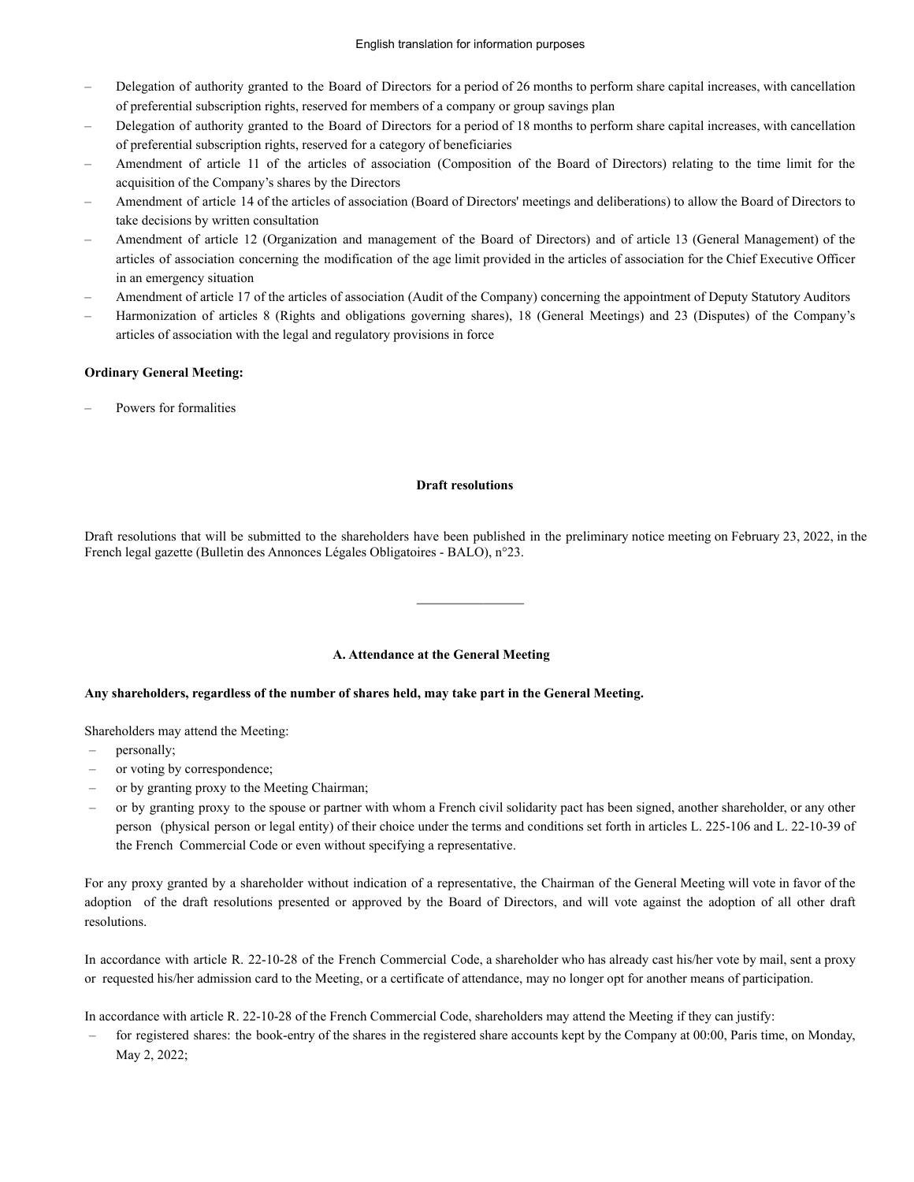- Delegation of authority granted to the Board of Directors for a period of 26 months to perform share capital increases, with cancellation of preferential subscription rights, reserved for members of a company or group savings plan
- Delegation of authority granted to the Board of Directors for a period of 18 months to perform share capital increases, with cancellation of preferential subscription rights, reserved for a category of beneficiaries
- Amendment of article 11 of the articles of association (Composition of the Board of Directors) relating to the time limit for the acquisition of the Company's shares by the Directors
- Amendment of article 14 of the articles of association (Board of Directors' meetings and deliberations) to allow the Board of Directors to take decisions by written consultation
- Amendment of article 12 (Organization and management of the Board of Directors) and of article 13 (General Management) of the articles of association concerning the modification of the age limit provided in the articles of association for the Chief Executive Officer in an emergency situation
- Amendment of article 17 of the articles of association (Audit of the Company) concerning the appointment of Deputy Statutory Auditors
- Harmonization of articles 8 (Rights and obligations governing shares), 18 (General Meetings) and 23 (Disputes) of the Company's articles of association with the legal and regulatory provisions in force

**Ordinary General Meeting:**

- Powers for formalities

**Draft resolutions**

Draft resolutions that will be submitted to the shareholders have been published in the preliminary notice meeting on February 23, 2022, in the French legal gazette (Bulletin des Annonces Légales Obligatoires - BALO), n°23.

---

**A. Attendance at the General Meeting**

**Any shareholders, regardless of the number of shares held, may take part in the General Meeting.**

Shareholders may attend the Meeting:

- personally;
- or voting by correspondence;
- or by granting proxy to the Meeting Chairman;
- or by granting proxy to the spouse or partner with whom a French civil solidarity pact has been signed, another shareholder, or any other person (physical person or legal entity) of their choice under the terms and conditions set forth in articles L. 225-106 and L. 22-10-39 of the French Commercial Code or even without specifying a representative.

For any proxy granted by a shareholder without indication of a representative, the Chairman of the General Meeting will vote in favor of the adoption of the draft resolutions presented or approved by the Board of Directors, and will vote against the adoption of all other draft resolutions.

In accordance with article R. 22-10-28 of the French Commercial Code, a shareholder who has already cast his/her vote by mail, sent a proxy or requested his/her admission card to the Meeting, or a certificate of attendance, may no longer opt for another means of participation.

In accordance with article R. 22-10-28 of the French Commercial Code, shareholders may attend the Meeting if they can justify:

- for registered shares: the book-entry of the shares in the registered share accounts kept by the Company at 00:00, Paris time, on Monday, May 2, 2022;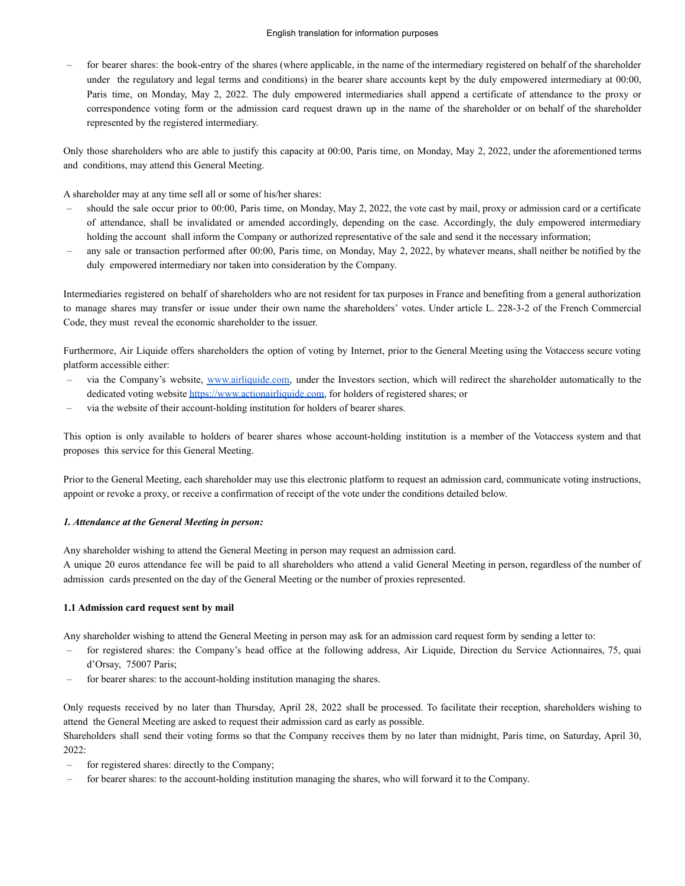– for bearer shares: the book-entry of the shares (where applicable, in the name of the intermediary registered on behalf of the shareholder under the regulatory and legal terms and conditions) in the bearer share accounts kept by the duly empowered intermediary at 00:00, Paris time, on Monday, May 2, 2022. The duly empowered intermediaries shall append a certificate of attendance to the proxy or correspondence voting form or the admission card request drawn up in the name of the shareholder or on behalf of the shareholder represented by the registered intermediary.

Only those shareholders who are able to justify this capacity at 00:00, Paris time, on Monday, May 2, 2022, under the aforementioned terms and conditions, may attend this General Meeting.

A shareholder may at any time sell all or some of his/her shares:

– should the sale occur prior to 00:00, Paris time, on Monday, May 2, 2022, the vote cast by mail, proxy or admission card or a certificate of attendance, shall be invalidated or amended accordingly, depending on the case. Accordingly, the duly empowered intermediary holding the account shall inform the Company or authorized representative of the sale and send it the necessary information;
– any sale or transaction performed after 00:00, Paris time, on Monday, May 2, 2022, by whatever means, shall neither be notified by the duly empowered intermediary nor taken into consideration by the Company.

Intermediaries registered on behalf of shareholders who are not resident for tax purposes in France and benefiting from a general authorization to manage shares may transfer or issue under their own name the shareholders' votes. Under article L. 228-3-2 of the French Commercial Code, they must reveal the economic shareholder to the issuer.

Furthermore, Air Liquide offers shareholders the option of voting by Internet, prior to the General Meeting using the Votaccess secure voting platform accessible either:

– via the Company's website, www.airliquide.com, under the Investors section, which will redirect the shareholder automatically to the dedicated voting website https://www.actionairliquide.com, for holders of registered shares; or
– via the website of their account-holding institution for holders of bearer shares.

This option is only available to holders of bearer shares whose account-holding institution is a member of the Votaccess system and that proposes this service for this General Meeting.

Prior to the General Meeting, each shareholder may use this electronic platform to request an admission card, communicate voting instructions, appoint or revoke a proxy, or receive a confirmation of receipt of the vote under the conditions detailed below.

***1. Attendance at the General Meeting in person:***

Any shareholder wishing to attend the General Meeting in person may request an admission card.
A unique 20 euros attendance fee will be paid to all shareholders who attend a valid General Meeting in person, regardless of the number of admission cards presented on the day of the General Meeting or the number of proxies represented.

**1.1 Admission card request sent by mail**

Any shareholder wishing to attend the General Meeting in person may ask for an admission card request form by sending a letter to:

– for registered shares: the Company's head office at the following address, Air Liquide, Direction du Service Actionnaires, 75, quai d'Orsay, 75007 Paris;
– for bearer shares: to the account-holding institution managing the shares.

Only requests received by no later than Thursday, April 28, 2022 shall be processed. To facilitate their reception, shareholders wishing to attend the General Meeting are asked to request their admission card as early as possible.
Shareholders shall send their voting forms so that the Company receives them by no later than midnight, Paris time, on Saturday, April 30, 2022:

– for registered shares: directly to the Company;
– for bearer shares: to the account-holding institution managing the shares, who will forward it to the Company.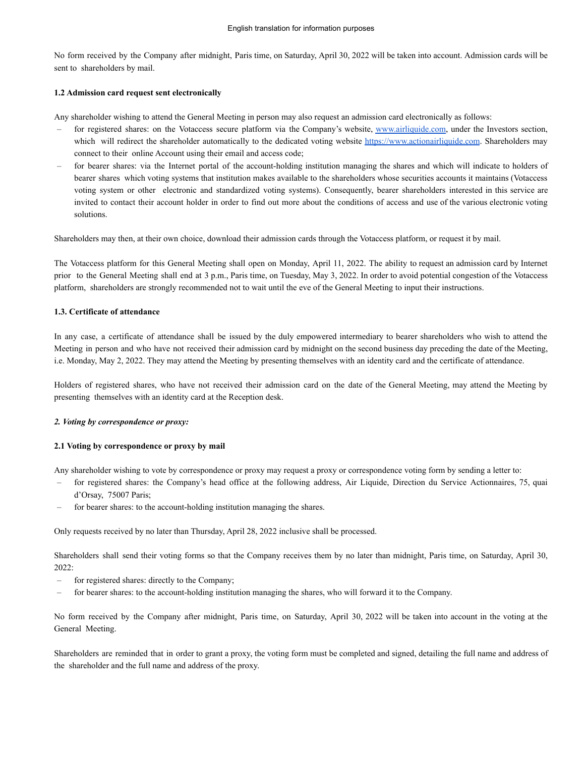No form received by the Company after midnight, Paris time, on Saturday, April 30, 2022 will be taken into account. Admission cards will be sent to shareholders by mail.

**1.2 Admission card request sent electronically**

Any shareholder wishing to attend the General Meeting in person may also request an admission card electronically as follows:

- for registered shares: on the Votaccess secure platform via the Company's website, [www.airliquide.com](http://www.airliquide.com), under the Investors section, which will redirect the shareholder automatically to the dedicated voting website [https://www.actionairliquide.com](https://www.actionairliquide.com). Shareholders may connect to their online Account using their email and access code;
- for bearer shares: via the Internet portal of the account-holding institution managing the shares and which will indicate to holders of bearer shares which voting systems that institution makes available to the shareholders whose securities accounts it maintains (Votaccess voting system or other electronic and standardized voting systems). Consequently, bearer shareholders interested in this service are invited to contact their account holder in order to find out more about the conditions of access and use of the various electronic voting solutions.

Shareholders may then, at their own choice, download their admission cards through the Votaccess platform, or request it by mail.

The Votaccess platform for this General Meeting shall open on Monday, April 11, 2022. The ability to request an admission card by Internet prior to the General Meeting shall end at 3 p.m., Paris time, on Tuesday, May 3, 2022. In order to avoid potential congestion of the Votaccess platform, shareholders are strongly recommended not to wait until the eve of the General Meeting to input their instructions.

**1.3. Certificate of attendance**

In any case, a certificate of attendance shall be issued by the duly empowered intermediary to bearer shareholders who wish to attend the Meeting in person and who have not received their admission card by midnight on the second business day preceding the date of the Meeting, i.e. Monday, May 2, 2022. They may attend the Meeting by presenting themselves with an identity card and the certificate of attendance.

Holders of registered shares, who have not received their admission card on the date of the General Meeting, may attend the Meeting by presenting themselves with an identity card at the Reception desk.

***2. Voting by correspondence or proxy:***

**2.1 Voting by correspondence or proxy by mail**

Any shareholder wishing to vote by correspondence or proxy may request a proxy or correspondence voting form by sending a letter to:

- for registered shares: the Company's head office at the following address, Air Liquide, Direction du Service Actionnaires, 75, quai d'Orsay, 75007 Paris;
- for bearer shares: to the account-holding institution managing the shares.

Only requests received by no later than Thursday, April 28, 2022 inclusive shall be processed.

Shareholders shall send their voting forms so that the Company receives them by no later than midnight, Paris time, on Saturday, April 30, 2022:

- for registered shares: directly to the Company;
- for bearer shares: to the account-holding institution managing the shares, who will forward it to the Company.

No form received by the Company after midnight, Paris time, on Saturday, April 30, 2022 will be taken into account in the voting at the General Meeting.

Shareholders are reminded that in order to grant a proxy, the voting form must be completed and signed, detailing the full name and address of the shareholder and the full name and address of the proxy.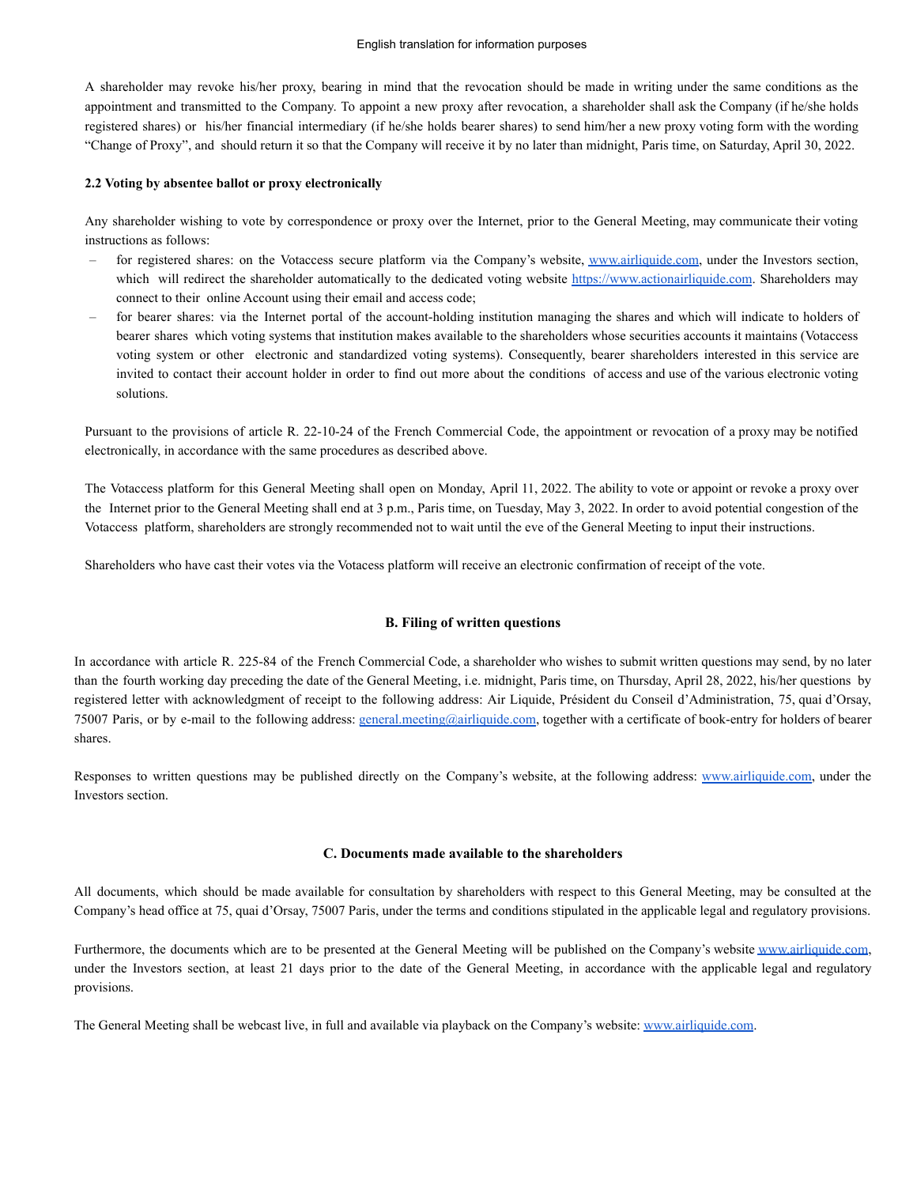A shareholder may revoke his/her proxy, bearing in mind that the revocation should be made in writing under the same conditions as the appointment and transmitted to the Company. To appoint a new proxy after revocation, a shareholder shall ask the Company (if he/she holds registered shares) or his/her financial intermediary (if he/she holds bearer shares) to send him/her a new proxy voting form with the wording "Change of Proxy", and should return it so that the Company will receive it by no later than midnight, Paris time, on Saturday, April 30, 2022.

**2.2 Voting by absentee ballot or proxy electronically**

Any shareholder wishing to vote by correspondence or proxy over the Internet, prior to the General Meeting, may communicate their voting instructions as follows:

- for registered shares: on the Votaccess secure platform via the Company's website, www.airliquide.com, under the Investors section, which will redirect the shareholder automatically to the dedicated voting website https://www.actionairliquide.com. Shareholders may connect to their online Account using their email and access code;
- for bearer shares: via the Internet portal of the account-holding institution managing the shares and which will indicate to holders of bearer shares which voting systems that institution makes available to the shareholders whose securities accounts it maintains (Votaccess voting system or other electronic and standardized voting systems). Consequently, bearer shareholders interested in this service are invited to contact their account holder in order to find out more about the conditions of access and use of the various electronic voting solutions.

Pursuant to the provisions of article R. 22-10-24 of the French Commercial Code, the appointment or revocation of a proxy may be notified electronically, in accordance with the same procedures as described above.

The Votaccess platform for this General Meeting shall open on Monday, April 11, 2022. The ability to vote or appoint or revoke a proxy over the Internet prior to the General Meeting shall end at 3 p.m., Paris time, on Tuesday, May 3, 2022. In order to avoid potential congestion of the Votaccess platform, shareholders are strongly recommended not to wait until the eve of the General Meeting to input their instructions.

Shareholders who have cast their votes via the Votacess platform will receive an electronic confirmation of receipt of the vote.

## B. Filing of written questions

In accordance with article R. 225-84 of the French Commercial Code, a shareholder who wishes to submit written questions may send, by no later than the fourth working day preceding the date of the General Meeting, i.e. midnight, Paris time, on Thursday, April 28, 2022, his/her questions by registered letter with acknowledgment of receipt to the following address: Air Liquide, Président du Conseil d'Administration, 75, quai d'Orsay, 75007 Paris, or by e-mail to the following address: general.meeting@airliquide.com, together with a certificate of book-entry for holders of bearer shares.

Responses to written questions may be published directly on the Company's website, at the following address: www.airliquide.com, under the Investors section.

## C. Documents made available to the shareholders

All documents, which should be made available for consultation by shareholders with respect to this General Meeting, may be consulted at the Company's head office at 75, quai d'Orsay, 75007 Paris, under the terms and conditions stipulated in the applicable legal and regulatory provisions.

Furthermore, the documents which are to be presented at the General Meeting will be published on the Company's website www.airliquide.com, under the Investors section, at least 21 days prior to the date of the General Meeting, in accordance with the applicable legal and regulatory provisions.

The General Meeting shall be webcast live, in full and available via playback on the Company's website: www.airliquide.com.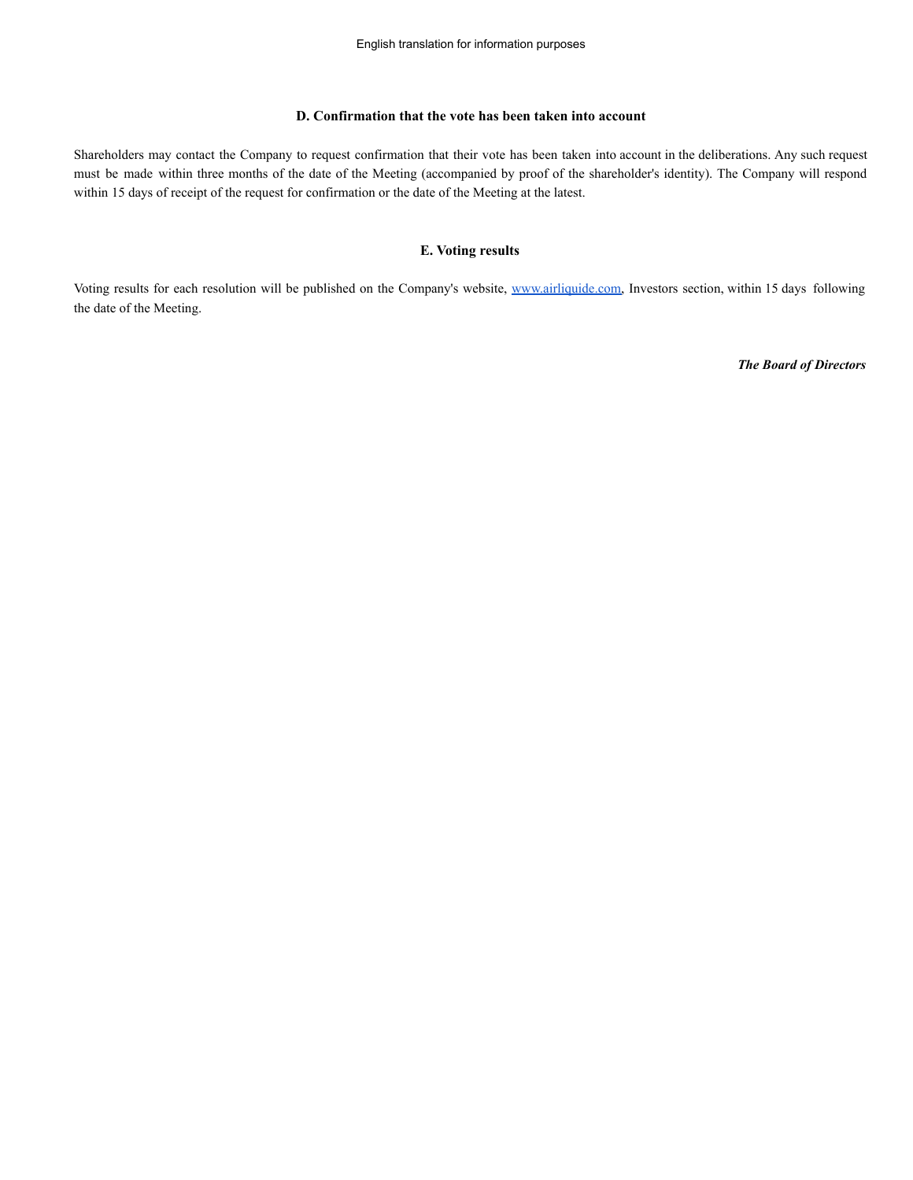### D. Confirmation that the vote has been taken into account

Shareholders may contact the Company to request confirmation that their vote has been taken into account in the deliberations. Any such request must be made within three months of the date of the Meeting (accompanied by proof of the shareholder's identity). The Company will respond within 15 days of receipt of the request for confirmation or the date of the Meeting at the latest.

### E. Voting results

Voting results for each resolution will be published on the Company's website, [www.airliquide.com](http://www.airliquide.com), Investors section, within 15 days following the date of the Meeting.

***The Board of Directors***